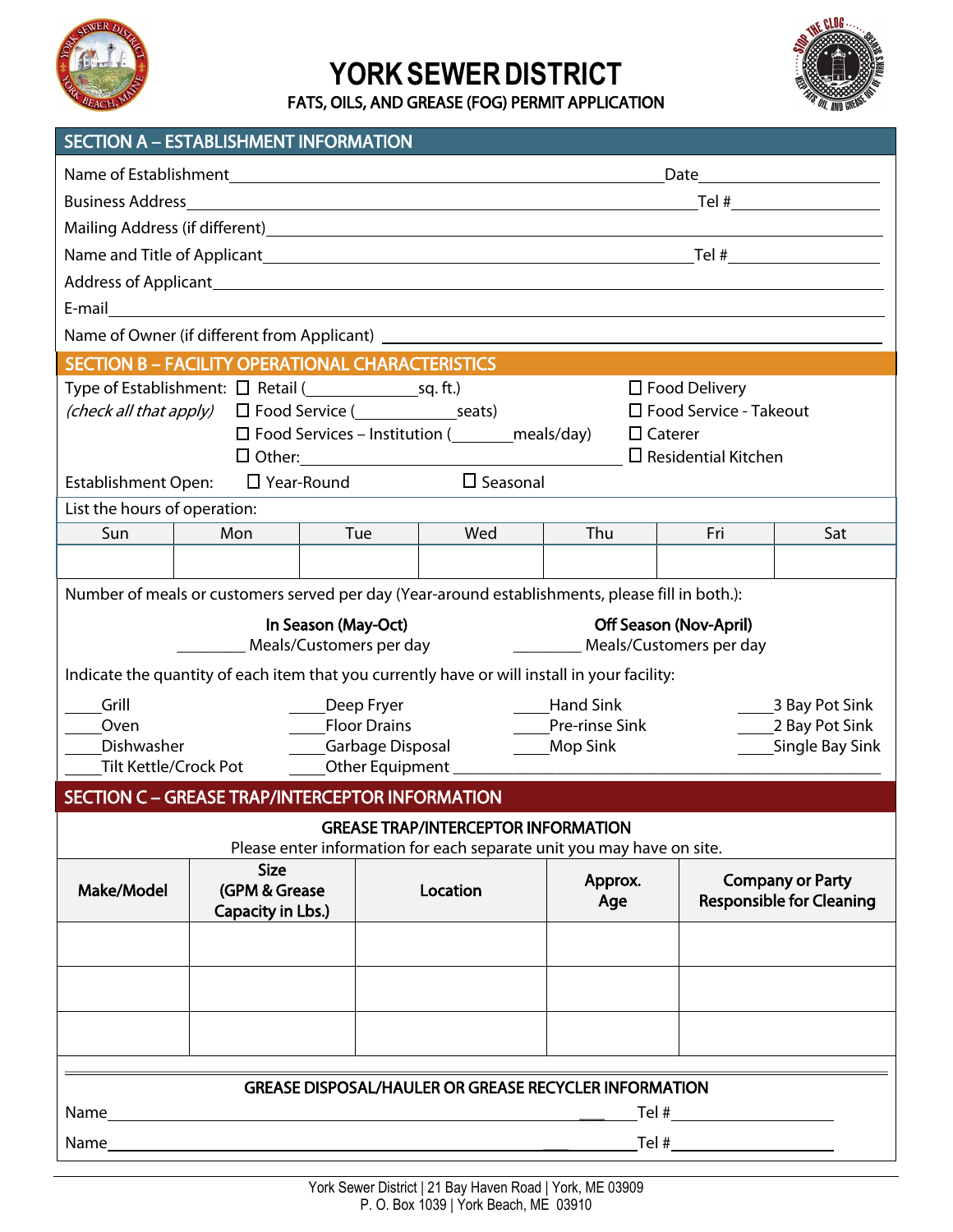# YORK SEWER DISTRICT

## FATS, OILS, AND GREASE (FOG) PERMIT APPLICATION

## SECTION A – ESTABLISHMENT INFORMATION

Name of Establishment_______________________________________________ Date_______________

Business Address_______________________________________________ Tel #_______________

Mailing Address (if different)_______________________________________________

Name and Title of Applicant_______________________________________________ Tel #_______________

Address of Applicant_______________________________________________

E-mail_______________________________________________

Name of Owner (if different from Applicant) _______________________________________________

## SECTION B – FACILITY OPERATIONAL CHARACTERISTICS

Type of Establishment: *(check all that apply)*

- ☐ Retail (_____________sq. ft.)
- ☐ Food Service (___________seats)
- ☐ Food Services – Institution (_______meals/day)
- ☐ Other:_______________________________
- ☐ Food Delivery
- ☐ Food Service - Takeout
- ☐ Caterer
- ☐ Residential Kitchen

Establishment Open: ☐ Year-Round ☐ Seasonal

List the hours of operation:

| Sun | Mon | Tue | Wed | Thu | Fri | Sat |
|---|---|---|---|---|---|---|
| | | | | | | |

Number of meals or customers served per day (Year-around establishments, please fill in both.):

**In Season (May-Oct)**
________ Meals/Customers per day

**Off Season (Nov-April)**
________ Meals/Customers per day

Indicate the quantity of each item that you currently have or will install in your facility:

| | | | |
|---|---|---|---|
| ____Grill | ____Deep Fryer | ____Hand Sink | ____3 Bay Pot Sink |
| ____Oven | ____Floor Drains | ____Pre-rinse Sink | ____2 Bay Pot Sink |
| ____Dishwasher | ____Garbage Disposal | ____Mop Sink | ____Single Bay Sink |
| ____Tilt Kettle/Crock Pot | ____Other Equipment ______________________________ | | |

## SECTION C – GREASE TRAP/INTERCEPTOR INFORMATION

### GREASE TRAP/INTERCEPTOR INFORMATION

Please enter information for each separate unit you may have on site.

| Make/Model | Size (GPM & Grease Capacity in Lbs.) | Location | Approx. Age | Company or Party Responsible for Cleaning |
|---|---|---|---|---|
| | | | | |
| | | | | |
| | | | | |

### GREASE DISPOSAL/HAULER OR GREASE RECYCLER INFORMATION

Name_______________________________________________ Tel #_______________

Name_______________________________________________ Tel #_______________

York Sewer District | 21 Bay Haven Road | York, ME 03909
P. O. Box 1039 | York Beach, ME 03910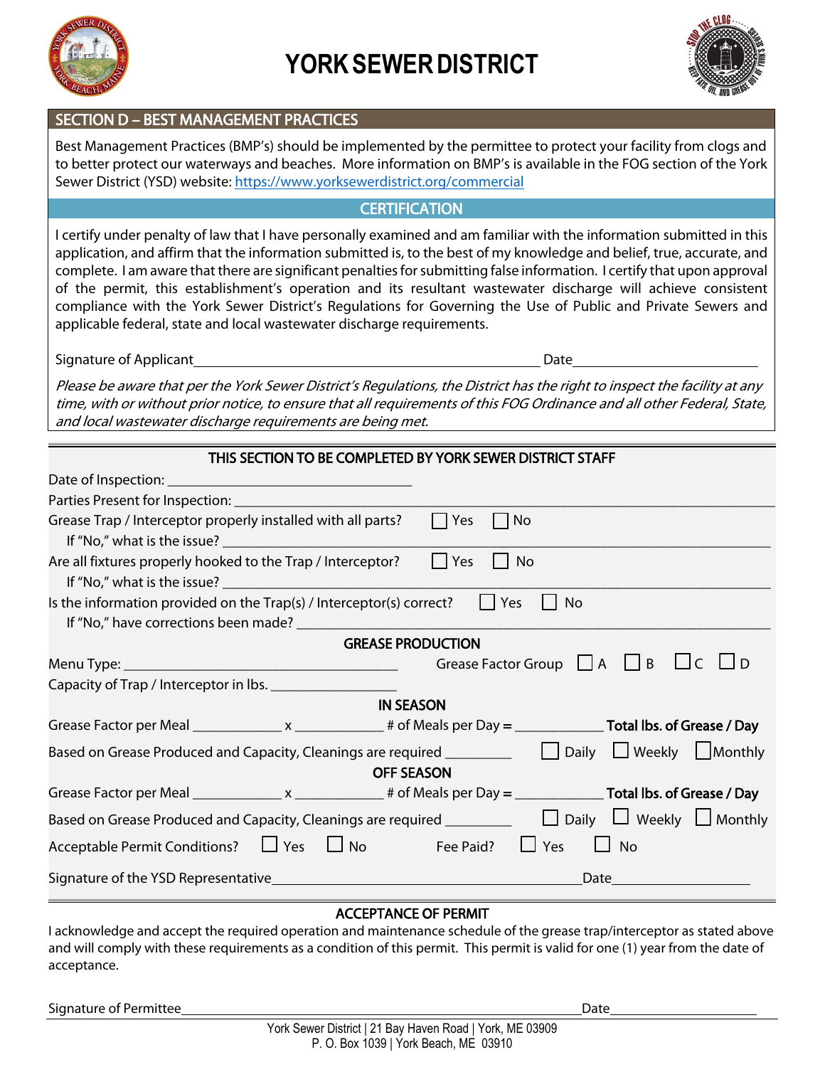# YORK SEWER DISTRICT

## SECTION D – BEST MANAGEMENT PRACTICES

Best Management Practices (BMP's) should be implemented by the permittee to protect your facility from clogs and to better protect our waterways and beaches. More information on BMP's is available in the FOG section of the York Sewer District (YSD) website: https://www.yorksewerdistrict.org/commercial

## CERTIFICATION

I certify under penalty of law that I have personally examined and am familiar with the information submitted in this application, and affirm that the information submitted is, to the best of my knowledge and belief, true, accurate, and complete. I am aware that there are significant penalties for submitting false information. I certify that upon approval of the permit, this establishment's operation and its resultant wastewater discharge will achieve consistent compliance with the York Sewer District's Regulations for Governing the Use of Public and Private Sewers and applicable federal, state and local wastewater discharge requirements.

Signature of Applicant_______________________________________________ Date_______________________

*Please be aware that per the York Sewer District's Regulations, the District has the right to inspect the facility at any time, with or without prior notice, to ensure that all requirements of this FOG Ordinance and all other Federal, State, and local wastewater discharge requirements are being met.*

## THIS SECTION TO BE COMPLETED BY YORK SEWER DISTRICT STAFF

Date of Inspection: ________________________________

Parties Present for Inspection: ____________________________________________________________________

Grease Trap / Interceptor properly installed with all parts? ☐ Yes ☐ No

If "No," what is the issue? ________________________________________________________________________

Are all fixtures properly hooked to the Trap / Interceptor? ☐ Yes ☐ No

If "No," what is the issue? ________________________________________________________________________

Is the information provided on the Trap(s) / Interceptor(s) correct? ☐ Yes ☐ No

If "No," have corrections been made? __________________________________________________________________

### GREASE PRODUCTION

Menu Type: ______________________________________ Grease Factor Group ☐ A ☐ B ☐ C ☐ D

Capacity of Trap / Interceptor in lbs. _________________

### IN SEASON

Grease Factor per Meal ____________ x ____________ # of Meals per Day = ____________ **Total lbs. of Grease / Day**

Based on Grease Produced and Capacity, Cleanings are required _________ ☐ Daily ☐ Weekly ☐ Monthly

### OFF SEASON

Grease Factor per Meal ____________ x ____________ # of Meals per Day = ____________ **Total lbs. of Grease / Day**

Based on Grease Produced and Capacity, Cleanings are required _________ ☐ Daily ☐ Weekly ☐ Monthly

Acceptable Permit Conditions? ☐ Yes ☐ No Fee Paid? ☐ Yes ☐ No

Signature of the YSD Representative___________________________________________ Date__________________

## ACCEPTANCE OF PERMIT

I acknowledge and accept the required operation and maintenance schedule of the grease trap/interceptor as stated above and will comply with these requirements as a condition of this permit. This permit is valid for one (1) year from the date of acceptance.

Signature of Permittee____________________________________________________________ Date______________________

York Sewer District | 21 Bay Haven Road | York, ME 03909
P. O. Box 1039 | York Beach, ME 03910